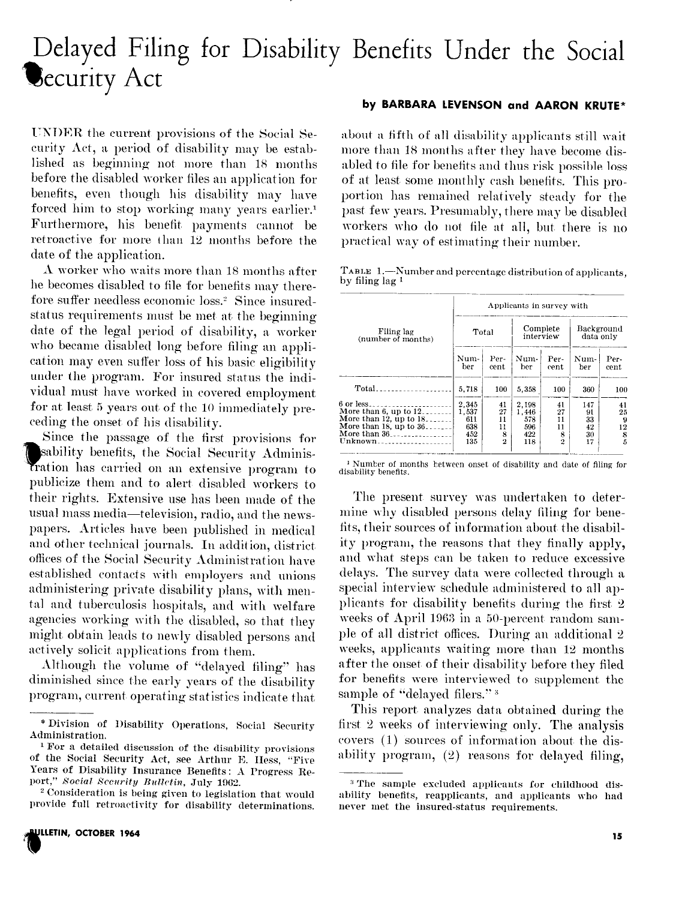# Delayed Filing for Disability Benefits Under the Social Security Act

**by BARBARA LEVENSON and AARON KRUTE***

UNDER the current provisions of the Social Security Act, a period of disability may be established as beginning not more than 18 months before the disabled worker files an application for benefits, even though his disability may have forced him to stop working many years earlier.[1] Furthermore, his benefit payments cannot be retroactive for more than 12 months before the date of the application.

A worker who waits more than 18 months after he becomes disabled to file for benefits may therefore suffer needless economic loss.[2] Since insured-status requirements must be met at the beginning date of the legal period of disability, a worker who became disabled long before filing an application may even suffer loss of his basic eligibility under the program. For insured status the individual must have worked in covered employment for at least 5 years out of the 10 immediately preceding the onset of his disability.

Since the passage of the first provisions for disability benefits, the Social Security Administration has carried on an extensive program to publicize them and to alert disabled workers to their rights. Extensive use has been made of the usual mass media—television, radio, and the newspapers. Articles have been published in medical and other technical journals. In addition, district offices of the Social Security Administration have established contacts with employers and unions administering private disability plans, with mental and tuberculosis hospitals, and with welfare agencies working with the disabled, so that they might obtain leads to newly disabled persons and actively solicit applications from them.

Although the volume of "delayed filing" has diminished since the early years of the disability program, current operating statistics indicate that about a fifth of all disability applicants still wait more than 18 months after they have become disabled to file for benefits and thus risk possible loss of at least some monthly cash benefits. This proportion has remained relatively steady for the past few years. Presumably, there may be disabled workers who do not file at all, but there is no practical way of estimating their number.

TABLE 1.—Number and percentage distribution of applicants, by filing lag [1]

| Filing lag (number of months) | Applicants in survey with | | | | | |
|---|---|---|---|---|---|---|
| | Total | | Complete interview | | Background data only | |
| | Number | Percent | Number | Percent | Number | Percent |
| Total | 5,718 | 100 | 5,358 | 100 | 360 | 100 |
| 6 or less | 2,345 | 41 | 2,198 | 41 | 147 | 41 |
| More than 6, up to 12 | 1,537 | 27 | 1,446 | 27 | 91 | 25 |
| More than 12, up to 18 | 611 | 11 | 578 | 11 | 33 | 9 |
| More than 18, up to 36 | 638 | 11 | 596 | 11 | 42 | 12 |
| More than 36 | 452 | 8 | 422 | 8 | 30 | 8 |
| Unknown | 135 | 2 | 118 | 2 | 17 | 5 |

[1] Number of months between onset of disability and date of filing for disability benefits.

The present survey was undertaken to determine why disabled persons delay filing for benefits, their sources of information about the disability program, the reasons that they finally apply, and what steps can be taken to reduce excessive delays. The survey data were collected through a special interview schedule administered to all applicants for disability benefits during the first 2 weeks of April 1963 in a 50-percent random sample of all district offices. During an additional 2 weeks, applicants waiting more than 12 months after the onset of their disability before they filed for benefits were interviewed to supplement the sample of "delayed filers."[3]

This report analyzes data obtained during the first 2 weeks of interviewing only. The analysis covers (1) sources of information about the disability program, (2) reasons for delayed filing,

---

\* Division of Disability Operations, Social Security Administration.

[1] For a detailed discussion of the disability provisions of the Social Security Act, see Arthur E. Hess, "Five Years of Disability Insurance Benefits: A Progress Report," *Social Security Bulletin*, July 1962.

[2] Consideration is being given to legislation that would provide full retroactivity for disability determinations.

[3] The sample excluded applicants for childhood disability benefits, reapplicants, and applicants who had never met the insured-status requirements.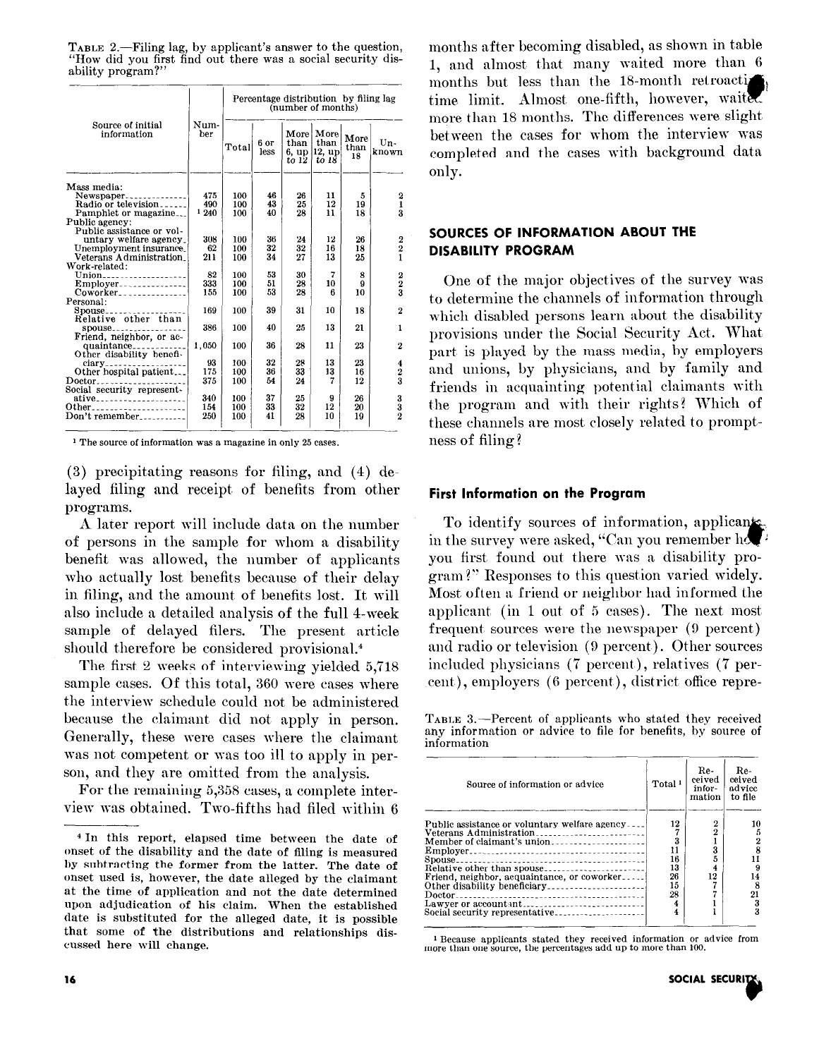TABLE 2.—Filing lag, by applicant's answer to the question, "How did you first find out there was a social security disability program?"

| Source of initial information | Number | Percentage distribution by filing lag (number of months) | | | | | |
|---|---|---|---|---|---|---|---|
| | | Total | 6 or less | More than 6, up to 12 | More than 12, up to 18 | More than 18 | Unknown |
| Mass media: | | | | | | | |
| Newspaper | 475 | 100 | 46 | 26 | 11 | 5 | 2 |
| Radio or television | 490 | 100 | 43 | 25 | 12 | 19 | 1 |
| Pamphlet or magazine | [1] 240 | 100 | 40 | 28 | 11 | 18 | 3 |
| Public agency: | | | | | | | |
| Public assistance or voluntary welfare agency | 308 | 100 | 36 | 24 | 12 | 26 | 2 |
| Unemployment insurance | 62 | 100 | 32 | 32 | 16 | 18 | 2 |
| Veterans Administration | 211 | 100 | 34 | 27 | 13 | 25 | 1 |
| Work-related: | | | | | | | |
| Union | 82 | 100 | 53 | 30 | 7 | 8 | 2 |
| Employer | 333 | 100 | 51 | 28 | 10 | 9 | 2 |
| Coworker | 155 | 100 | 53 | 28 | 6 | 10 | 3 |
| Personal: | | | | | | | |
| Spouse | 169 | 100 | 39 | 31 | 10 | 18 | 2 |
| Relative other than spouse | 386 | 100 | 40 | 25 | 13 | 21 | 1 |
| Friend, neighbor, or acquaintance | 1,050 | 100 | 36 | 28 | 11 | 23 | 2 |
| Other disability beneficiary | 93 | 100 | 32 | 28 | 13 | 23 | 4 |
| Other hospital patient | 175 | 100 | 36 | 33 | 13 | 16 | 2 |
| Doctor | 375 | 100 | 54 | 24 | 7 | 12 | 3 |
| Social security representative | 340 | 100 | 37 | 25 | 9 | 26 | 3 |
| Other | 154 | 100 | 33 | 32 | 12 | 20 | 3 |
| Don't remember | 250 | 100 | 41 | 28 | 10 | 19 | 2 |

[1] The source of information was a magazine in only 25 cases.

(3) precipitating reasons for filing, and (4) delayed filing and receipt of benefits from other programs.

A later report will include data on the number of persons in the sample for whom a disability benefit was allowed, the number of applicants who actually lost benefits because of their delay in filing, and the amount of benefits lost. It will also include a detailed analysis of the full 4-week sample of delayed filers. The present article should therefore be considered provisional.[4]

The first 2 weeks of interviewing yielded 5,718 sample cases. Of this total, 360 were cases where the interview schedule could not be administered because the claimant did not apply in person. Generally, these were cases where the claimant was not competent or was too ill to apply in person, and they are omitted from the analysis.

For the remaining 5,358 cases, a complete interview was obtained. Two-fifths had filed within 6 months after becoming disabled, as shown in table 1, and almost that many waited more than 6 months but less than the 18-month retroactivity time limit. Almost one-fifth, however, waited more than 18 months. The differences were slight between the cases for whom the interview was completed and the cases with background data only.

[4] In this report, elapsed time between the date of onset of the disability and the date of filing is measured by subtracting the former from the latter. The date of onset used is, however, the date alleged by the claimant at the time of application and not the date determined upon adjudication of his claim. When the established date is substituted for the alleged date, it is possible that some of the distributions and relationships discussed here will change.

## SOURCES OF INFORMATION ABOUT THE DISABILITY PROGRAM

One of the major objectives of the survey was to determine the channels of information through which disabled persons learn about the disability provisions under the Social Security Act. What part is played by the mass media, by employers and unions, by physicians, and by family and friends in acquainting potential claimants with the program and with their rights? Which of these channels are most closely related to promptness of filing?

### First Information on the Program

To identify sources of information, applicants in the survey were asked, "Can you remember how you first found out there was a disability program?" Responses to this question varied widely. Most often a friend or neighbor had informed the applicant (in 1 out of 5 cases). The next most frequent sources were the newspaper (9 percent) and radio or television (9 percent). Other sources included physicians (7 percent), relatives (7 percent), employers (6 percent), district office repre-

TABLE 3.—Percent of applicants who stated they received any information or advice to file for benefits, by source of information

| Source of information or advice | Total [1] | Received information | Received advice to file |
|---|---|---|---|
| Public assistance or voluntary welfare agency | 12 | 2 | 10 |
| Veterans Administration | 7 | 2 | 5 |
| Member of claimant's union | 3 | 1 | 2 |
| Employer | 11 | 3 | 8 |
| Spouse | 16 | 5 | 11 |
| Relative other than spouse | 13 | 4 | 9 |
| Friend, neighbor, acquaintance, or coworker | 26 | 12 | 14 |
| Other disability beneficiary | 15 | 7 | 8 |
| Doctor | 28 | 7 | 21 |
| Lawyer or accountant | 4 | 1 | 3 |
| Social security representative | 4 | 1 | 3 |

[1] Because applicants stated they received information or advice from more than one source, the percentages add up to more than 100.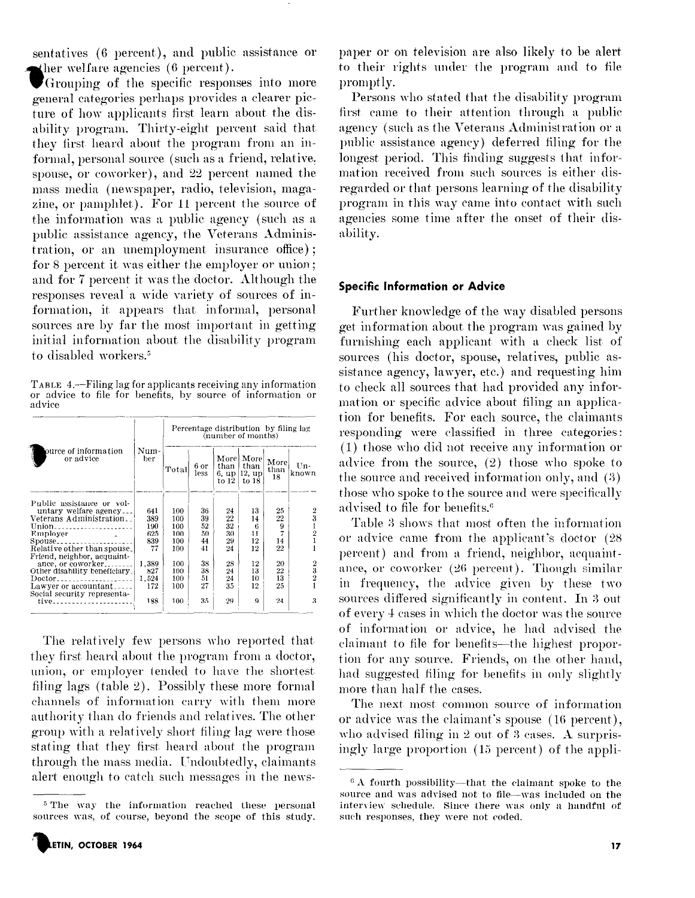sentatives (6 percent), and public assistance or other welfare agencies (6 percent).

Grouping of the specific responses into more general categories perhaps provides a clearer picture of how applicants first learn about the disability program. Thirty-eight percent said that they first heard about the program from an informal, personal source (such as a friend, relative, spouse, or coworker), and 22 percent named the mass media (newspaper, radio, television, magazine, or pamphlet). For 11 percent the source of the information was a public agency (such as a public assistance agency, the Veterans Administration, or an unemployment insurance office); for 8 percent it was either the employer or union; and for 7 percent it was the doctor. Although the responses reveal a wide variety of sources of information, it appears that informal, personal sources are by far the most important in getting initial information about the disability program to disabled workers.[5]

TABLE 4.—Filing lag for applicants receiving any information or advice to file for benefits, by source of information or advice

| Source of information or advice | Number | Percentage distribution by filing lag (number of months) | | | | | |
|---|---|---|---|---|---|---|---|
| | | Total | 6 or less | More than 6, up to 12 | More than 12, up to 18 | More than 18 | Unknown |
| Public assistance or voluntary welfare agency | 641 | 100 | 36 | 24 | 13 | 25 | 2 |
| Veterans Administration | 389 | 100 | 39 | 22 | 14 | 22 | 3 |
| Union | 190 | 100 | 52 | 32 | 6 | 9 | 1 |
| Employer | 625 | 100 | 50 | 30 | 11 | 7 | 2 |
| Spouse | 839 | 100 | 44 | 29 | 12 | 14 | 1 |
| Relative other than spouse | 77 | 100 | 41 | 24 | 12 | 22 | 1 |
| Friend, neighbor, acquaintance, or coworker | 1,389 | 100 | 38 | 28 | 12 | 20 | 2 |
| Other disability beneficiary | 827 | 100 | 38 | 24 | 13 | 22 | 3 |
| Doctor | 1,524 | 100 | 51 | 24 | 10 | 13 | 2 |
| Lawyer or accountant | 172 | 100 | 27 | 35 | 12 | 25 | 1 |
| Social security representative | 188 | 100 | 35 | 29 | 9 | 24 | 3 |

The relatively few persons who reported that they first heard about the program from a doctor, union, or employer tended to have the shortest filing lags (table 2). Possibly these more formal channels of information carry with them more authority than do friends and relatives. The other group with a relatively short filing lag were those stating that they first heard about the program through the mass media. Undoubtedly, claimants alert enough to catch such messages in the newspaper or on television are also likely to be alert to their rights under the program and to file promptly.

Persons who stated that the disability program first came to their attention through a public agency (such as the Veterans Administration or a public assistance agency) deferred filing for the longest period. This finding suggests that information received from such sources is either disregarded or that persons learning of the disability program in this way came into contact with such agencies some time after the onset of their disability.

### Specific Information or Advice

Further knowledge of the way disabled persons get information about the program was gained by furnishing each applicant with a check list of sources (his doctor, spouse, relatives, public assistance agency, lawyer, etc.) and requesting him to check all sources that had provided any information or specific advice about filing an application for benefits. For each source, the claimants responding were classified in three categories: (1) those who did not receive any information or advice from the source, (2) those who spoke to the source and received information only, and (3) those who spoke to the source and were specifically advised to file for benefits.[6]

Table 3 shows that most often the information or advice came from the applicant's doctor (28 percent) and from a friend, neighbor, acquaintance, or coworker (26 percent). Though similar in frequency, the advice given by these two sources differed significantly in content. In 3 out of every 4 cases in which the doctor was the source of information or advice, he had advised the claimant to file for benefits—the highest proportion for any source. Friends, on the other hand, had suggested filing for benefits in only slightly more than half the cases.

The next most common source of information or advice was the claimant's spouse (16 percent), who advised filing in 2 out of 3 cases. A surprisingly large proportion (15 percent) of the appli-

---

[5] The way the information reached these personal sources was, of course, beyond the scope of this study.

[6] A fourth possibility—that the claimant spoke to the source and was advised not to file—was included on the interview schedule. Since there was only a handful of such responses, they were not coded.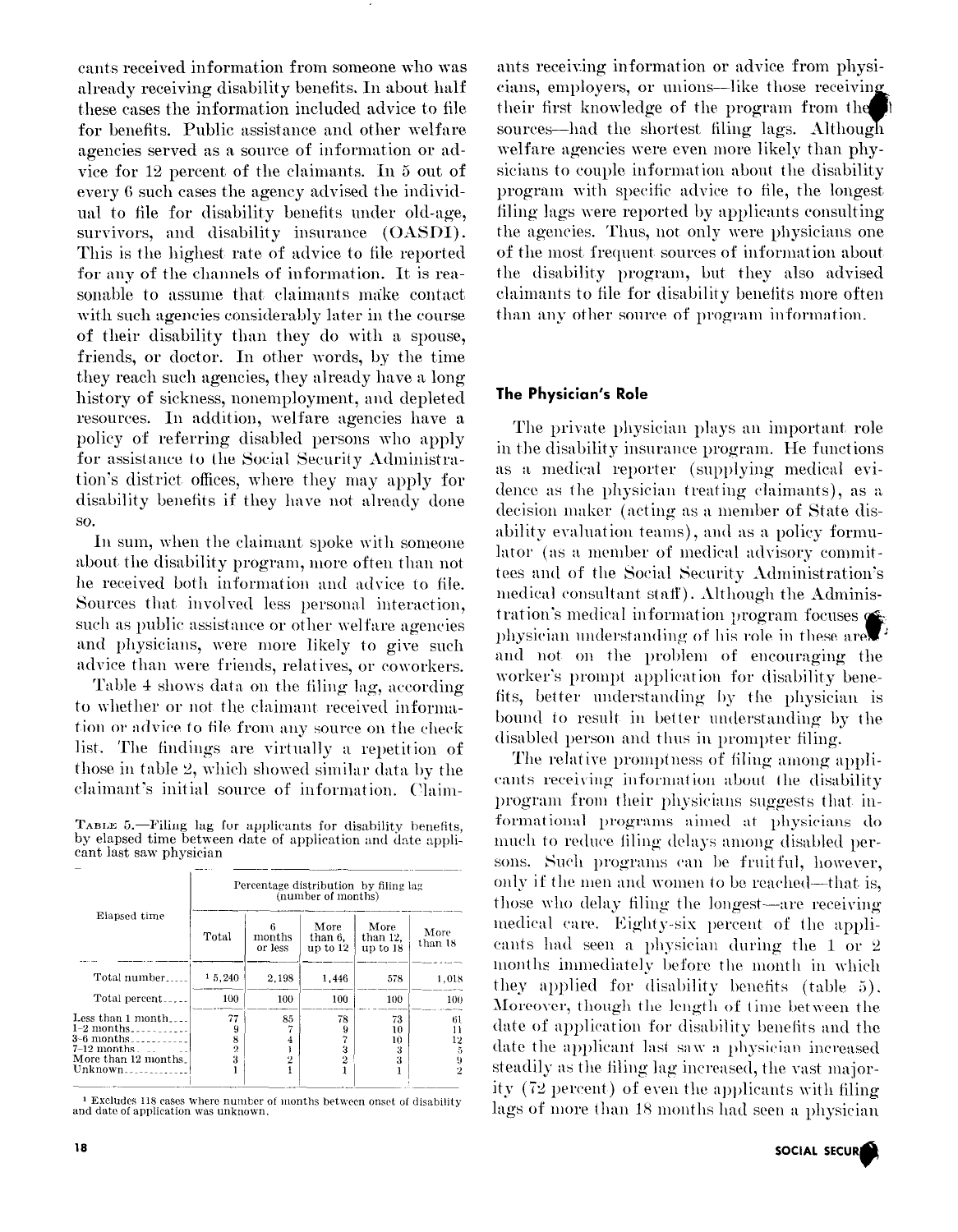cants received information from someone who was already receiving disability benefits. In about half these cases the information included advice to file for benefits. Public assistance and other welfare agencies served as a source of information or advice for 12 percent of the claimants. In 5 out of every 6 such cases the agency advised the individual to file for disability benefits under old-age, survivors, and disability insurance (OASDI). This is the highest rate of advice to file reported for any of the channels of information. It is reasonable to assume that claimants make contact with such agencies considerably later in the course of their disability than they do with a spouse, friends, or doctor. In other words, by the time they reach such agencies, they already have a long history of sickness, nonemployment, and depleted resources. In addition, welfare agencies have a policy of referring disabled persons who apply for assistance to the Social Security Administration's district offices, where they may apply for disability benefits if they have not already done so.

In sum, when the claimant spoke with someone about the disability program, more often than not he received both information and advice to file. Sources that involved less personal interaction, such as public assistance or other welfare agencies and physicians, were more likely to give such advice than were friends, relatives, or coworkers.

Table 4 shows data on the filing lag, according to whether or not the claimant received information or advice to file from any source on the check list. The findings are virtually a repetition of those in table 2, which showed similar data by the claimant's initial source of information. Claimants receiving information or advice from physicians, employers, or unions—like those receiving their first knowledge of the program from these sources—had the shortest filing lags. Although welfare agencies were even more likely than physicians to couple information about the disability program with specific advice to file, the longest filing lags were reported by applicants consulting the agencies. Thus, not only were physicians one of the most frequent sources of information about the disability program, but they also advised claimants to file for disability benefits more often than any other source of program information.

TABLE 5.—Filing lag for applicants for disability benefits, by elapsed time between date of application and date applicant last saw physician

| Elapsed time | Percentage distribution by filing lag (number of months) | | | | |
|---|---|---|---|---|---|
| | Total | 6 months or less | More than 6, up to 12 | More than 12, up to 18 | More than 18 |
| Total number | [1] 5,240 | 2,198 | 1,446 | 578 | 1,018 |
| Total percent | 100 | 100 | 100 | 100 | 100 |
| Less than 1 month | 77 | 85 | 78 | 73 | 61 |
| 1–2 months | 9 | 7 | 9 | 10 | 11 |
| 3–6 months | 8 | 4 | 7 | 10 | 12 |
| 7–12 months | 2 | 1 | 3 | 3 | 5 |
| More than 12 months | 3 | 2 | 2 | 3 | 9 |
| Unknown | 1 | 1 | 1 | 1 | 2 |

[1] Excludes 118 cases where number of months between onset of disability and date of application was unknown.

## The Physician's Role

The private physician plays an important role in the disability insurance program. He functions as a medical reporter (supplying medical evidence as the physician treating claimants), as a decision maker (acting as a member of State disability evaluation teams), and as a policy formulator (as a member of medical advisory committees and of the Social Security Administration's medical consultant staff). Although the Administration's medical information program focuses on physician understanding of his role in these areas and not on the problem of encouraging the worker's prompt application for disability benefits, better understanding by the physician is bound to result in better understanding by the disabled person and thus in prompter filing.

The relative promptness of filing among applicants receiving information about the disability program from their physicians suggests that informational programs aimed at physicians do much to reduce filing delays among disabled persons. Such programs can be fruitful, however, only if the men and women to be reached—that is, those who delay filing the longest—are receiving medical care. Eighty-six percent of the applicants had seen a physician during the 1 or 2 months immediately before the month in which they applied for disability benefits (table 5). Moreover, though the length of time between the date of application for disability benefits and the date the applicant last saw a physician increased steadily as the filing lag increased, the vast majority (72 percent) of even the applicants with filing lags of more than 18 months had seen a physician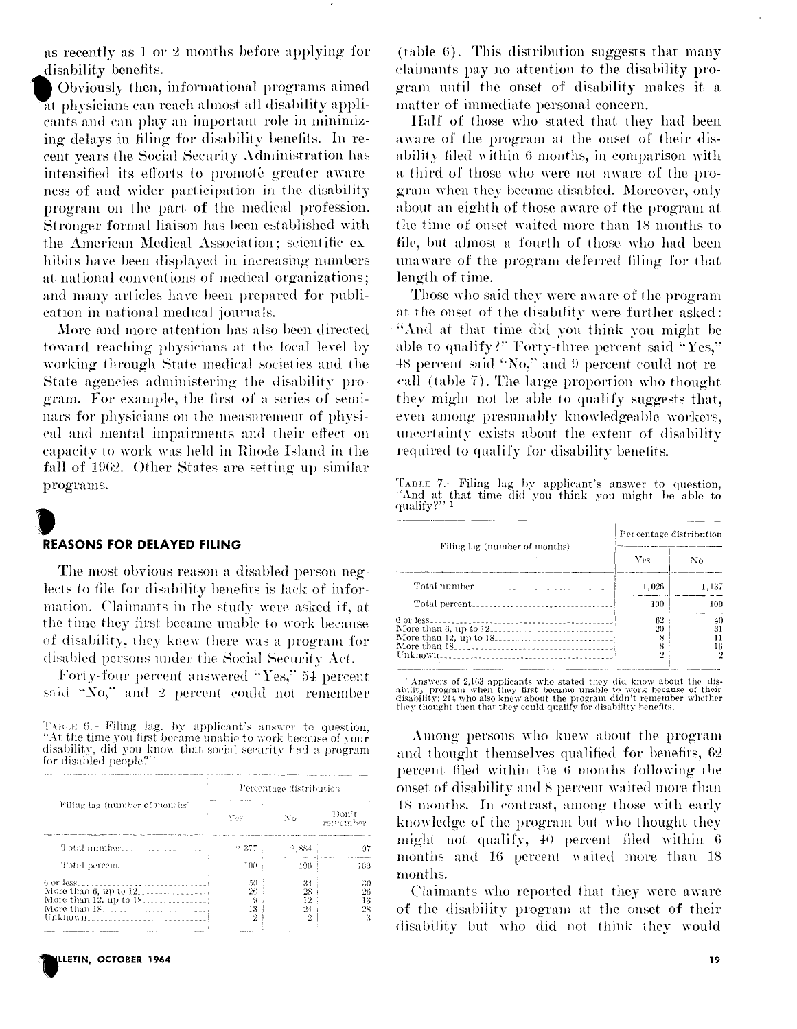as recently as 1 or 2 months before applying for disability benefits.

Obviously then, informational programs aimed at physicians can reach almost all disability applicants and can play an important role in minimizing delays in filing for disability benefits. In recent years the Social Security Administration has intensified its efforts to promote greater awareness of and wider participation in the disability program on the part of the medical profession. Stronger formal liaison has been established with the American Medical Association; scientific exhibits have been displayed in increasing numbers at national conventions of medical organizations; and many articles have been prepared for publication in national medical journals.

More and more attention has also been directed toward reaching physicians at the local level by working through State medical societies and the State agencies administering the disability program. For example, the first of a series of seminars for physicians on the measurement of physical and mental impairments and their effect on capacity to work was held in Rhode Island in the fall of 1962. Other States are setting up similar programs.

## REASONS FOR DELAYED FILING

The most obvious reason a disabled person neglects to file for disability benefits is lack of information. Claimants in the study were asked if, at the time they first became unable to work because of disability, they knew there was a program for disabled persons under the Social Security Act.

Forty-four percent answered "Yes," 54 percent said "No," and 2 percent could not remember (table 6). This distribution suggests that many claimants pay no attention to the disability program until the onset of disability makes it a matter of immediate personal concern.

TABLE 6.—Filing lag, by applicant's answer to question, "At the time you first became unable to work because of your disability, did you know that social security had a program for disabled people?"

| Filing lag (number of months) | Percentage distribution | | |
|---|---|---|---|
| | Yes | No | Don't remember |
| Total number | 2,377 | 2,884 | 97 |
| Total percent | 100 | 100 | 100 |
| 6 or less | 50 | 34 | 30 |
| More than 6, up to 12 | 26 | 28 | 26 |
| More than 12, up to 18 | 9 | 12 | 13 |
| More than 18 | 13 | 24 | 28 |
| Unknown | 2 | 2 | 3 |

Half of those who stated that they had been aware of the program at the onset of their disability filed within 6 months, in comparison with a third of those who were not aware of the program when they became disabled. Moreover, only about an eighth of those aware of the program at the time of onset waited more than 18 months to file, but almost a fourth of those who had been unaware of the program deferred filing for that length of time.

Those who said they were aware of the program at the onset of the disability were further asked: "And at that time did you think you might be able to qualify?" Forty-three percent said "Yes," 48 percent said "No," and 9 percent could not recall (table 7). The large proportion who thought they might not be able to qualify suggests that, even among presumably knowledgeable workers, uncertainty exists about the extent of disability required to qualify for disability benefits.

TABLE 7.—Filing lag by applicant's answer to question, "And at that time did you think you might be able to qualify?" [1]

| Filing lag (number of months) | Percentage distribution | |
|---|---|---|
| | Yes | No |
| Total number | 1,026 | 1,137 |
| Total percent | 100 | 100 |
| 6 or less | 62 | 40 |
| More than 6, up to 12 | 20 | 31 |
| More than 12, up to 18 | 8 | 11 |
| More than 18 | 8 | 16 |
| Unknown | 2 | 2 |

[1] Answers of 2,163 applicants who stated they did know about the disability program when they first became unable to work because of their disability; 214 who also knew about the program didn't remember whether they thought then that they could qualify for disability benefits.

Among persons who knew about the program and thought themselves qualified for benefits, 62 percent filed within the 6 months following the onset of disability and 8 percent waited more than 18 months. In contrast, among those with early knowledge of the program but who thought they might not qualify, 40 percent filed within 6 months and 16 percent waited more than 18 months.

Claimants who reported that they were aware of the disability program at the onset of their disability but who did not think they would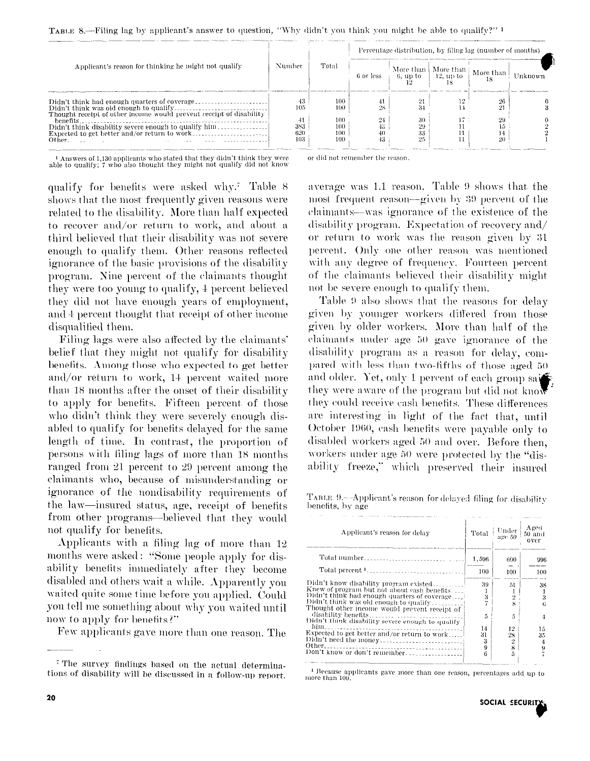Table 8.—Filing lag by applicant's answer to question, "Why didn't you think you might be able to qualify?" [1]

| Applicant's reason for thinking he might not qualify | Number | Total | Percentage distribution, by filing lag (number of months) | | | | |
|---|---|---|---|---|---|---|---|
| | | | 6 or less | More than 6, up to 12 | More than 12, up to 18 | More than 18 | Unknown |
| Didn't think had enough quarters of coverage | 43 | 100 | 41 | 21 | 12 | 26 | 0 |
| Didn't think was old enough to qualify | 105 | 100 | 28 | 34 | 14 | 21 | 3 |
| Thought receipt of other income would prevent receipt of disability benefits | 41 | 100 | 24 | 30 | 17 | 29 | 0 |
| Didn't think disability severe enough to qualify him | 383 | 100 | 43 | 29 | 11 | 15 | 2 |
| Expected to get better and/or return to work | 620 | 100 | 40 | 33 | 11 | 14 | 2 |
| Other | 103 | 100 | 43 | 25 | 11 | 20 | 1 |

[1] Answers of 1,130 applicants who stated that they didn't think they were able to qualify; 7 who also thought they might not qualify did not know or did not remember the reason.

qualify for benefits were asked why.[7] Table 8 shows that the most frequently given reasons were related to the disability. More than half expected to recover and/or return to work, and about a third believed that their disability was not severe enough to qualify them. Other reasons reflected ignorance of the basic provisions of the disability program. Nine percent of the claimants thought they were too young to qualify, 4 percent believed they did not have enough years of employment, and 4 percent thought that receipt of other income disqualified them.

Filing lags were also affected by the claimants' belief that they might not qualify for disability benefits. Among those who expected to get better and/or return to work, 14 percent waited more than 18 months after the onset of their disability to apply for benefits. Fifteen percent of those who didn't think they were severely enough disabled to qualify for benefits delayed for the same length of time. In contrast, the proportion of persons with filing lags of more than 18 months ranged from 21 percent to 29 percent among the claimants who, because of misunderstanding or ignorance of the nondisability requirements of the law—insured status, age, receipt of benefits from other programs—believed that they would not qualify for benefits.

Applicants with a filing lag of more than 12 months were asked: "Some people apply for disability benefits immediately after they become disabled and others wait a while. Apparently you waited quite some time before you applied. Could you tell me something about why you waited until now to apply for benefits?"

Few applicants gave more than one reason. The average was 1.1 reason. Table 9 shows that the most frequent reason—given by 39 percent of the claimants—was ignorance of the existence of the disability program. Expectation of recovery and/or return to work was the reason given by 31 percent. Only one other reason was mentioned with any degree of frequency. Fourteen percent of the claimants believed their disability might not be severe enough to qualify them.

Table 9 also shows that the reasons for delay given by younger workers differed from those given by older workers. More than half of the claimants under age 50 gave ignorance of the disability program as a reason for delay, compared with less than two-fifths of those aged 50 and older. Yet, only 1 percent of each group said they were aware of the program but did not know they could receive cash benefits. These differences are interesting in light of the fact that, until October 1960, cash benefits were payable only to disabled workers aged 50 and over. Before then, workers under age 50 were protected by the "disability freeze," which preserved their insured

Table 9.—Applicant's reason for delayed filing for disability benefits, by age

| Applicant's reason for delay | Total | Under age 50 | Aged 50 and over |
|---|---|---|---|
| Total number | 1,596 | 600 | 996 |
| Total percent [1] | 100 | 100 | 100 |
| Didn't know disability program existed | 39 | 51 | 38 |
| Knew of program but not about cash benefits | 1 | 1 | 1 |
| Didn't think had enough quarters of coverage | 3 | 2 | 3 |
| Didn't think was old enough to qualify | 7 | 8 | 6 |
| Thought other income would prevent receipt of disability benefits | 5 | 5 | 4 |
| Didn't think disability severe enough to qualify him | 14 | 12 | 15 |
| Expected to get better and/or return to work | 31 | 28 | 35 |
| Didn't need the money | 3 | 2 | 4 |
| Other | 9 | 8 | 9 |
| Don't know or don't remember | 6 | 5 | 7 |

[1] Because applicants gave more than one reason, percentages add up to more than 100.

[7] The survey findings based on the actual determinations of disability will be discussed in a follow-up report.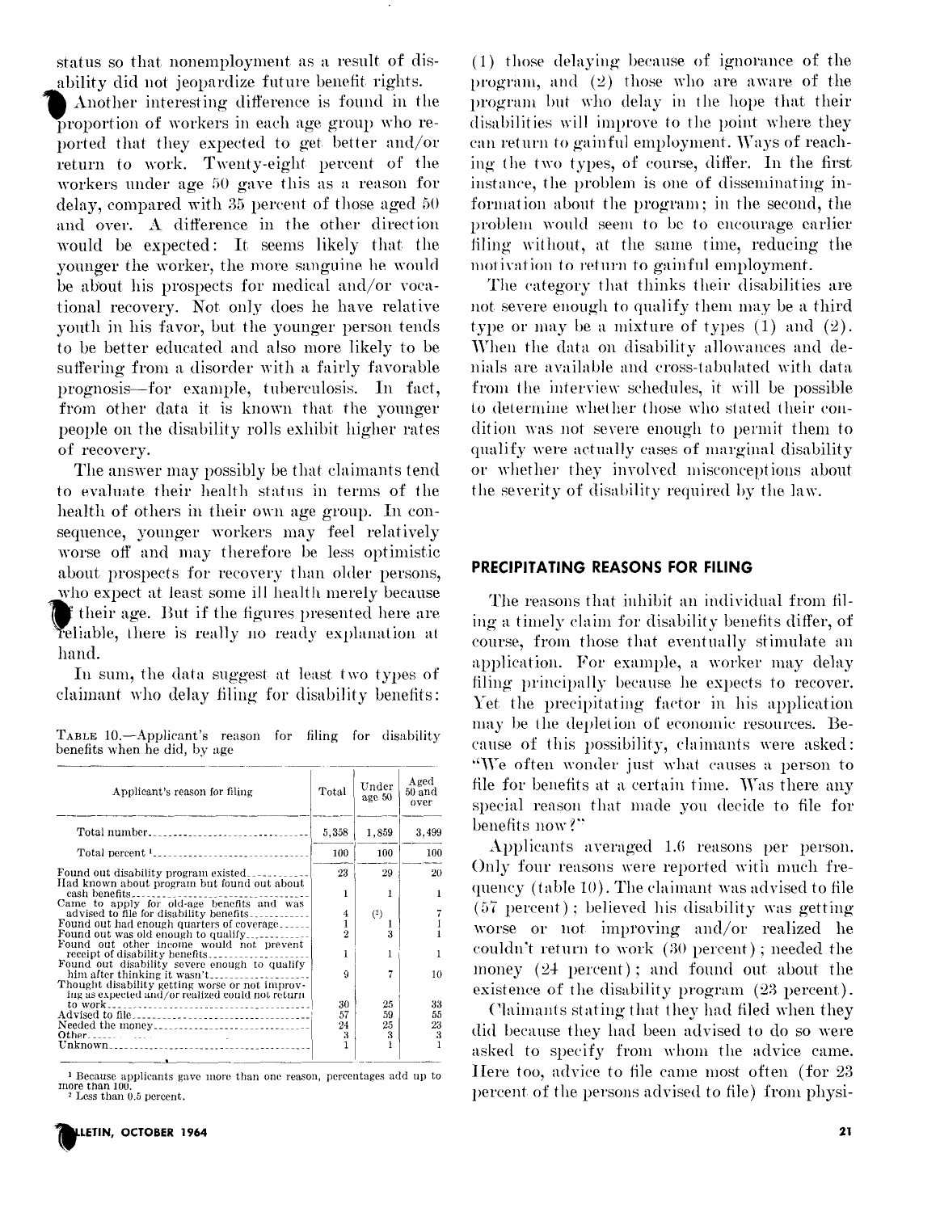status so that nonemployment as a result of disability did not jeopardize future benefit rights.

Another interesting difference is found in the proportion of workers in each age group who reported that they expected to get better and/or return to work. Twenty-eight percent of the workers under age 50 gave this as a reason for delay, compared with 35 percent of those aged 50 and over. A difference in the other direction would be expected: It seems likely that the younger the worker, the more sanguine he would be about his prospects for medical and/or vocational recovery. Not only does he have relative youth in his favor, but the younger person tends to be better educated and also more likely to be suffering from a disorder with a fairly favorable prognosis—for example, tuberculosis. In fact, from other data it is known that the younger people on the disability rolls exhibit higher rates of recovery.

The answer may possibly be that claimants tend to evaluate their health status in terms of the health of others in their own age group. In consequence, younger workers may feel relatively worse off and may therefore be less optimistic about prospects for recovery than older persons, who expect at least some ill health merely because of their age. But if the figures presented here are reliable, there is really no ready explanation at hand.

In sum, the data suggest at least two types of claimant who delay filing for disability benefits: (1) those delaying because of ignorance of the program, and (2) those who are aware of the program but who delay in the hope that their disabilities will improve to the point where they can return to gainful employment. Ways of reaching the two types, of course, differ. In the first instance, the problem is one of disseminating information about the program; in the second, the problem would seem to be to encourage earlier filing without, at the same time, reducing the motivation to return to gainful employment.

The category that thinks their disabilities are not severe enough to qualify them may be a third type or may be a mixture of types (1) and (2). When the data on disability allowances and denials are available and cross-tabulated with data from the interview schedules, it will be possible to determine whether those who stated their condition was not severe enough to permit them to qualify were actually cases of marginal disability or whether they involved misconceptions about the severity of disability required by the law.

TABLE 10.—Applicant's reason for filing for disability benefits when he did, by age

| Applicant's reason for filing | Total | Under age 50 | Aged 50 and over |
|---|---|---|---|
| Total number | 5,358 | 1,859 | 3,499 |
| Total percent [1] | 100 | 100 | 100 |
| Found out disability program existed | 23 | 29 | 20 |
| Had known about program but found out about cash benefits | 1 | 1 | 1 |
| Came to apply for old-age benefits and was advised to file for disability benefits | 4 | [2] | 7 |
| Found out had enough quarters of coverage | 1 | 1 | 1 |
| Found out was old enough to qualify | 2 | 3 | 1 |
| Found out other income would not prevent receipt of disability benefits | 1 | 1 | 1 |
| Found out disability severe enough to qualify him after thinking it wasn't | 9 | 7 | 10 |
| Thought disability getting worse or not improving as expected and/or realized could not return to work | 30 | 25 | 33 |
| Advised to file | 57 | 59 | 55 |
| Needed the money | 24 | 25 | 23 |
| Other | 3 | 3 | 3 |
| Unknown | 1 | 1 | 1 |

[1] Because applicants gave more than one reason, percentages add up to more than 100.
[2] Less than 0.5 percent.

## PRECIPITATING REASONS FOR FILING

The reasons that inhibit an individual from filing a timely claim for disability benefits differ, of course, from those that eventually stimulate an application. For example, a worker may delay filing principally because he expects to recover. Yet the precipitating factor in his application may be the depletion of economic resources. Because of this possibility, claimants were asked: "We often wonder just what causes a person to file for benefits at a certain time. Was there any special reason that made you decide to file for benefits now?"

Applicants averaged 1.6 reasons per person. Only four reasons were reported with much frequency (table 10). The claimant was advised to file (57 percent); believed his disability was getting worse or not improving and/or realized he couldn't return to work (30 percent); needed the money (24 percent); and found out about the existence of the disability program (23 percent).

Claimants stating that they had filed when they did because they had been advised to do so were asked to specify from whom the advice came. Here too, advice to file came most often (for 23 percent of the persons advised to file) from physi-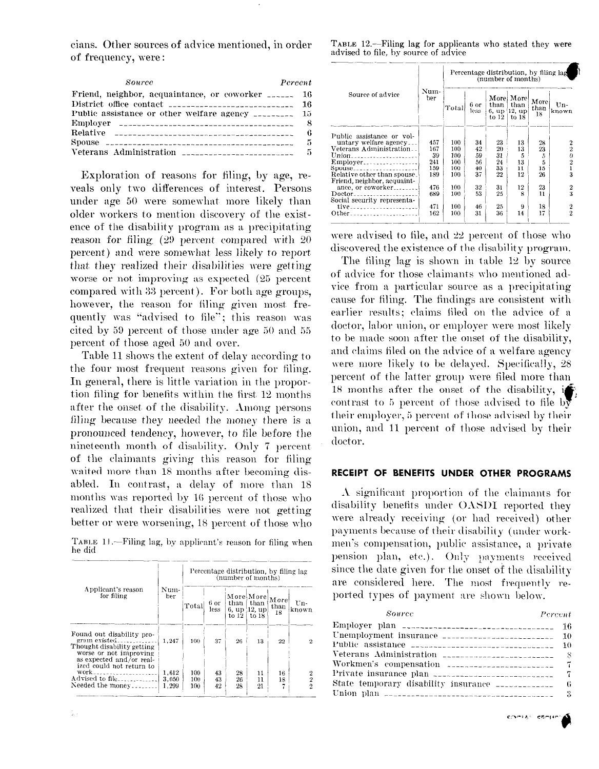cians. Other sources of advice mentioned, in order of frequency, were:

| *Source* | *Percent* |
|---|---|
| Friend, neighbor, acquaintance, or coworker | 16 |
| District office contact | 16 |
| Public assistance or other welfare agency | 15 |
| Employer | 8 |
| Relative | 6 |
| Spouse | 5 |
| Veterans Administration | 5 |

Exploration of reasons for filing, by age, reveals only two differences of interest. Persons under age 50 were somewhat more likely than older workers to mention discovery of the existence of the disability program as a precipitating reason for filing (29 percent compared with 20 percent) and were somewhat less likely to report that they realized their disabilities were getting worse or not improving as expected (25 percent compared with 33 percent). For both age groups, however, the reason for filing given most frequently was "advised to file"; this reason was cited by 59 percent of those under age 50 and 55 percent of those aged 50 and over.

Table 11 shows the extent of delay according to the four most frequent reasons given for filing. In general, there is little variation in the proportion filing for benefits within the first 12 months after the onset of the disability. Among persons filing because they needed the money there is a pronounced tendency, however, to file before the nineteenth month of disability. Only 7 percent of the claimants giving this reason for filing waited more than 18 months after becoming disabled. In contrast, a delay of more than 18 months was reported by 16 percent of those who realized that their disabilities were not getting better or were worsening, 18 percent of those who were advised to file, and 22 percent of those who discovered the existence of the disability program.

TABLE 11.—Filing lag, by applicant's reason for filing when he did

| Applicant's reason for filing | Number | Percentage distribution, by filing lag (number of months) | | | | | |
|---|---|---|---|---|---|---|---|
| | | Total | 6 or less | More than 6, up to 12 | More than 12, up to 18 | More than 18 | Unknown |
| Found out disability program existed | 1,247 | 100 | 37 | 26 | 13 | 22 | 2 |
| Thought disability getting worse or not improving as expected and/or realized could not return to work | 1,612 | 100 | 43 | 28 | 11 | 16 | 2 |
| Advised to file | 3,050 | 100 | 43 | 26 | 11 | 18 | 2 |
| Needed the money | 1,299 | 100 | 42 | 28 | 21 | 7 | 2 |

TABLE 12.—Filing lag for applicants who stated they were advised to file, by source of advice

| Source of advice | Number | Percentage distribution, by filing lag (number of months) | | | | | |
|---|---|---|---|---|---|---|---|
| | | Total | 6 or less | More than 6, up to 12 | More than 12, up to 18 | More than 18 | Unknown |
| Public assistance or voluntary welfare agency | 457 | 100 | 34 | 23 | 13 | 28 | 2 |
| Veterans Administration | 167 | 100 | 42 | 20 | 13 | 23 | 2 |
| Union | 39 | 100 | 59 | 31 | 5 | 5 | 0 |
| Employer | 241 | 100 | 56 | 24 | 13 | 5 | 2 |
| Spouse | 159 | 100 | 40 | 33 | 11 | 15 | 1 |
| Relative other than spouse | 189 | 100 | 37 | 22 | 12 | 26 | 3 |
| Friend, neighbor, acquaintance, or coworker | 476 | 100 | 32 | 31 | 12 | 23 | 2 |
| Doctor | 689 | 100 | 53 | 25 | 8 | 11 | 3 |
| Social security representative | 471 | 100 | 46 | 25 | 9 | 18 | 2 |
| Other | 162 | 100 | 31 | 36 | 14 | 17 | 2 |

The filing lag is shown in table 12 by source of advice for those claimants who mentioned advice from a particular source as a precipitating cause for filing. The findings are consistent with earlier results; claims filed on the advice of a doctor, labor union, or employer were most likely to be made soon after the onset of the disability, and claims filed on the advice of a welfare agency were more likely to be delayed. Specifically, 28 percent of the latter group were filed more than 18 months after the onset of the disability, in contrast to 5 percent of those advised to file by their employer, 5 percent of those advised by their union, and 11 percent of those advised by their doctor.

## RECEIPT OF BENEFITS UNDER OTHER PROGRAMS

A significant proportion of the claimants for disability benefits under OASDI reported they were already receiving (or had received) other payments because of their disability (under workmen's compensation, public assistance, a private pension plan, etc.). Only payments received since the date given for the onset of the disability are considered here. The most frequently reported types of payment are shown below.

| *Source* | *Percent* |
|---|---|
| Employer plan | 16 |
| Unemployment insurance | 10 |
| Public assistance | 10 |
| Veterans Administration | 8 |
| Workmen's compensation | 7 |
| Private insurance plan | 7 |
| State temporary disability insurance | 6 |
| Union plan | 3 |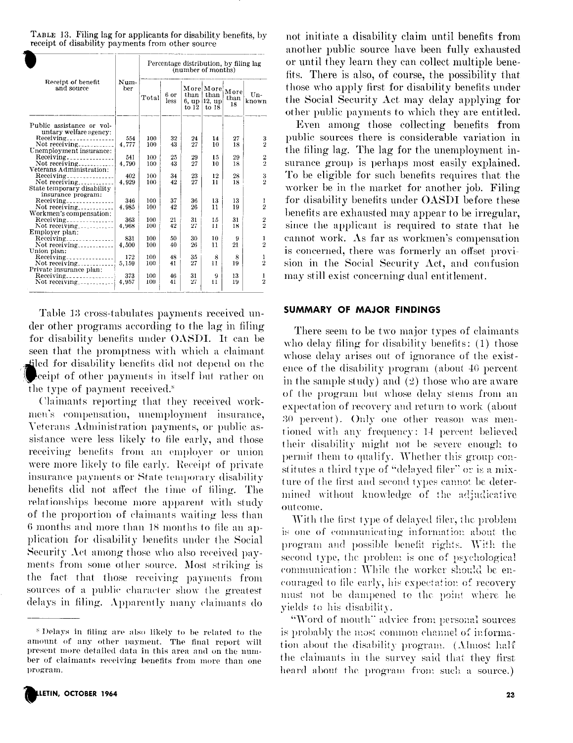TABLE 13. Filing lag for applicants for disability benefits, by receipt of disability payments from other source

| Receipt of benefit and source | Number | Percentage distribution, by filing lag (number of months) | | | | | |
|---|---|---|---|---|---|---|---|
| | | Total | 6 or less | More than 6, up to 12 | More than 12, up to 18 | More than 18 | Unknown |
| Public assistance or voluntary welfare agency: | | | | | | | |
| Receiving | 554 | 100 | 32 | 24 | 14 | 27 | 3 |
| Not receiving | 4,777 | 100 | 43 | 27 | 10 | 18 | 2 |
| Unemployment insurance: | | | | | | | |
| Receiving | 541 | 100 | 25 | 29 | 15 | 29 | 2 |
| Not receiving | 4,790 | 100 | 43 | 27 | 10 | 18 | 2 |
| Veterans Administration: | | | | | | | |
| Receiving | 402 | 100 | 34 | 23 | 12 | 28 | 3 |
| Not receiving | 4,929 | 100 | 42 | 27 | 11 | 18 | 2 |
| State temporary disability insurance program: | | | | | | | |
| Receiving | 346 | 100 | 37 | 36 | 13 | 13 | 1 |
| Not receiving | 4,985 | 100 | 42 | 26 | 11 | 19 | 2 |
| Workmen's compensation: | | | | | | | |
| Receiving | 363 | 100 | 21 | 31 | 15 | 31 | 2 |
| Not receiving | 4,968 | 100 | 42 | 27 | 11 | 18 | 2 |
| Employer plan: | | | | | | | |
| Receiving | 831 | 100 | 50 | 30 | 10 | 9 | 1 |
| Not receiving | 4,500 | 100 | 40 | 26 | 11 | 21 | 2 |
| Union plan: | | | | | | | |
| Receiving | 172 | 100 | 48 | 35 | 8 | 8 | 1 |
| Not receiving | 5,159 | 100 | 41 | 27 | 11 | 19 | 2 |
| Private insurance plan: | | | | | | | |
| Receiving | 373 | 100 | 46 | 31 | 9 | 13 | 1 |
| Not receiving | 4,957 | 100 | 41 | 27 | 11 | 19 | 2 |

Table 13 cross-tabulates payments received under other programs according to the lag in filing for disability benefits under OASDI. It can be seen that the promptness with which a claimant filed for disability benefits did not depend on the receipt of other payments in itself but rather on the type of payment received.[8]

Claimants reporting that they received workmen's compensation, unemployment insurance, Veterans Administration payments, or public assistance were less likely to file early, and those receiving benefits from an employer or union were more likely to file early. Receipt of private insurance payments or State temporary disability benefits did not affect the time of filing. The relationships become more apparent with study of the proportion of claimants waiting less than 6 months and more than 18 months to file an application for disability benefits under the Social Security Act among those who also received payments from some other source. Most striking is the fact that those receiving payments from sources of a public character show the greatest delays in filing. Apparently many claimants do not initiate a disability claim until benefits from another public source have been fully exhausted or until they learn they can collect multiple benefits. There is also, of course, the possibility that those who apply first for disability benefits under the Social Security Act may delay applying for other public payments to which they are entitled.

Even among those collecting benefits from public sources there is considerable variation in the filing lag. The lag for the unemployment insurance group is perhaps most easily explained. To be eligible for such benefits requires that the worker be in the market for another job. Filing for disability benefits under OASDI before these benefits are exhausted may appear to be irregular, since the applicant is required to state that he cannot work. As far as workmen's compensation is concerned, there was formerly an offset provision in the Social Security Act, and confusion may still exist concerning dual entitlement.

[8] Delays in filing are also likely to be related to the amount of any other payment. The final report will present more detailed data in this area and on the number of claimants receiving benefits from more than one program.

## SUMMARY OF MAJOR FINDINGS

There seem to be two major types of claimants who delay filing for disability benefits: (1) those whose delay arises out of ignorance of the existence of the disability program (about 40 percent in the sample study) and (2) those who are aware of the program but whose delay stems from an expectation of recovery and return to work (about 30 percent). Only one other reason was mentioned with any frequency: 14 percent believed their disability might not be severe enough to permit them to qualify. Whether this group constitutes a third type of "delayed filer" or is a mixture of the first and second types cannot be determined without knowledge of the adjudicative outcome.

With the first type of delayed filer, the problem is one of communicating information about the program and possible benefit rights. With the second type, the problem is one of psychological communication: While the worker should be encouraged to file early, his expectation of recovery must not be dampened to the point where he yields to his disability.

"Word of mouth" advice from personal sources is probably the most common channel of information about the disability program. (Almost half the claimants in the survey said that they first heard about the program from such a source.)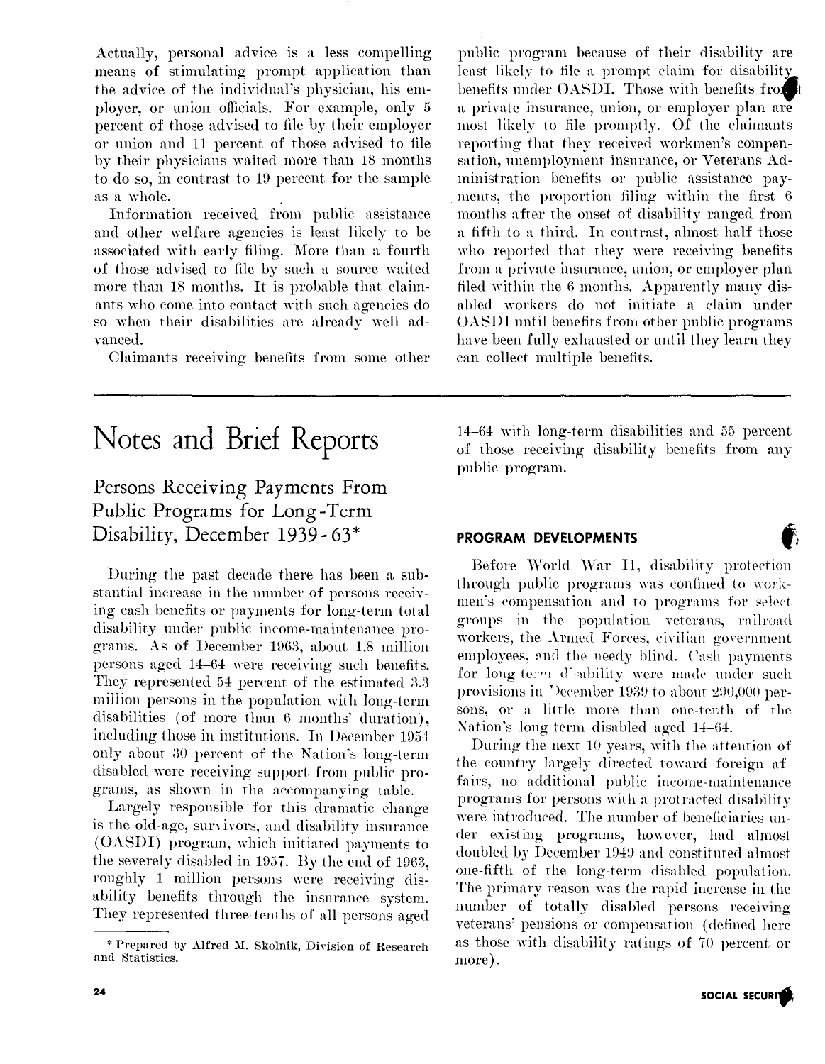Actually, personal advice is a less compelling means of stimulating prompt application than the advice of the individual's physician, his employer, or union officials. For example, only 5 percent of those advised to file by their employer or union and 11 percent of those advised to file by their physicians waited more than 18 months to do so, in contrast to 19 percent for the sample as a whole.

Information received from public assistance and other welfare agencies is least likely to be associated with early filing. More than a fourth of those advised to file by such a source waited more than 18 months. It is probable that claimants who come into contact with such agencies do so when their disabilities are already well advanced.

Claimants receiving benefits from some other public program because of their disability are least likely to file a prompt claim for disability benefits under OASDI. Those with benefits from a private insurance, union, or employer plan are most likely to file promptly. Of the claimants reporting that they received workmen's compensation, unemployment insurance, or Veterans Administration benefits or public assistance payments, the proportion filing within the first 6 months after the onset of disability ranged from a fifth to a third. In contrast, almost half those who reported that they were receiving benefits from a private insurance, union, or employer plan filed within the 6 months. Apparently many disabled workers do not initiate a claim under OASDI until benefits from other public programs have been fully exhausted or until they learn they can collect multiple benefits.

# Notes and Brief Reports

## Persons Receiving Payments From Public Programs for Long-Term Disability, December 1939-63*

During the past decade there has been a substantial increase in the number of persons receiving cash benefits or payments for long-term total disability under public income-maintenance programs. As of December 1963, about 1.8 million persons aged 14–64 were receiving such benefits. They represented 54 percent of the estimated 3.3 million persons in the population with long-term disabilities (of more than 6 months' duration), including those in institutions. In December 1954 only about 30 percent of the Nation's long-term disabled were receiving support from public programs, as shown in the accompanying table.

Largely responsible for this dramatic change is the old-age, survivors, and disability insurance (OASDI) program, which initiated payments to the severely disabled in 1957. By the end of 1963, roughly 1 million persons were receiving disability benefits through the insurance system. They represented three-tenths of all persons aged 14–64 with long-term disabilities and 55 percent of those receiving disability benefits from any public program.

\* Prepared by Alfred M. Skolnik, Division of Research and Statistics.

### PROGRAM DEVELOPMENTS

Before World War II, disability protection through public programs was confined to workmen's compensation and to programs for select groups in the population—veterans, railroad workers, the Armed Forces, civilian government employees, and the needy blind. Cash payments for long-term disability were made under such provisions in December 1939 to about 290,000 persons, or a little more than one-tenth of the Nation's long-term disabled aged 14–64.

During the next 10 years, with the attention of the country largely directed toward foreign affairs, no additional public income-maintenance programs for persons with a protracted disability were introduced. The number of beneficiaries under existing programs, however, had almost doubled by December 1949 and constituted almost one-fifth of the long-term disabled population. The primary reason was the rapid increase in the number of totally disabled persons receiving veterans' pensions or compensation (defined here as those with disability ratings of 70 percent or more).